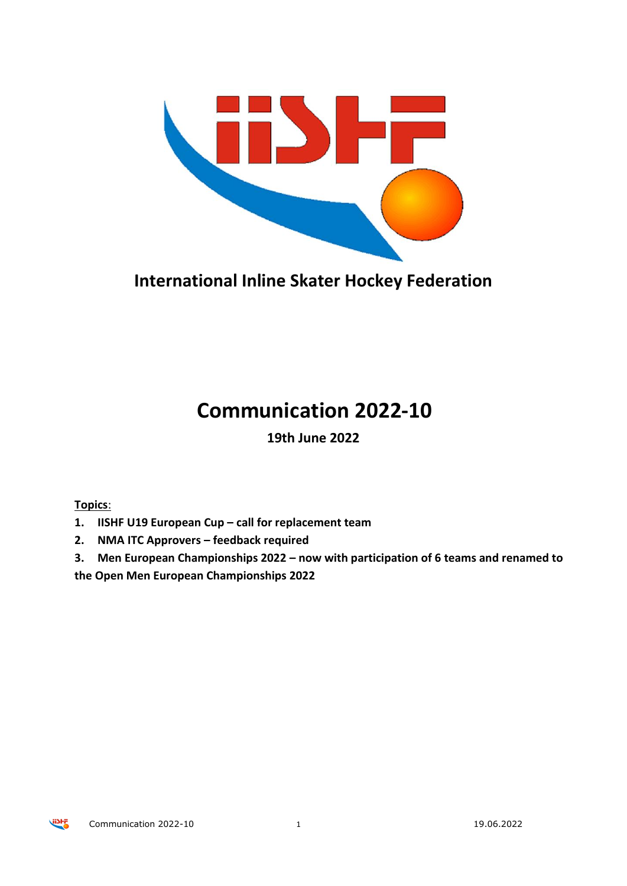**International Inline Skater Hockey Federation**

# Communication 2022-10

**19th June 2022**

**Topics**:

1. **IISHF U19 European Cup – call for replacement team**
2. **NMA ITC Approvers – feedback required**
3. **Men European Championships 2022 – now with participation of 6 teams and renamed to the Open Men European Championships 2022**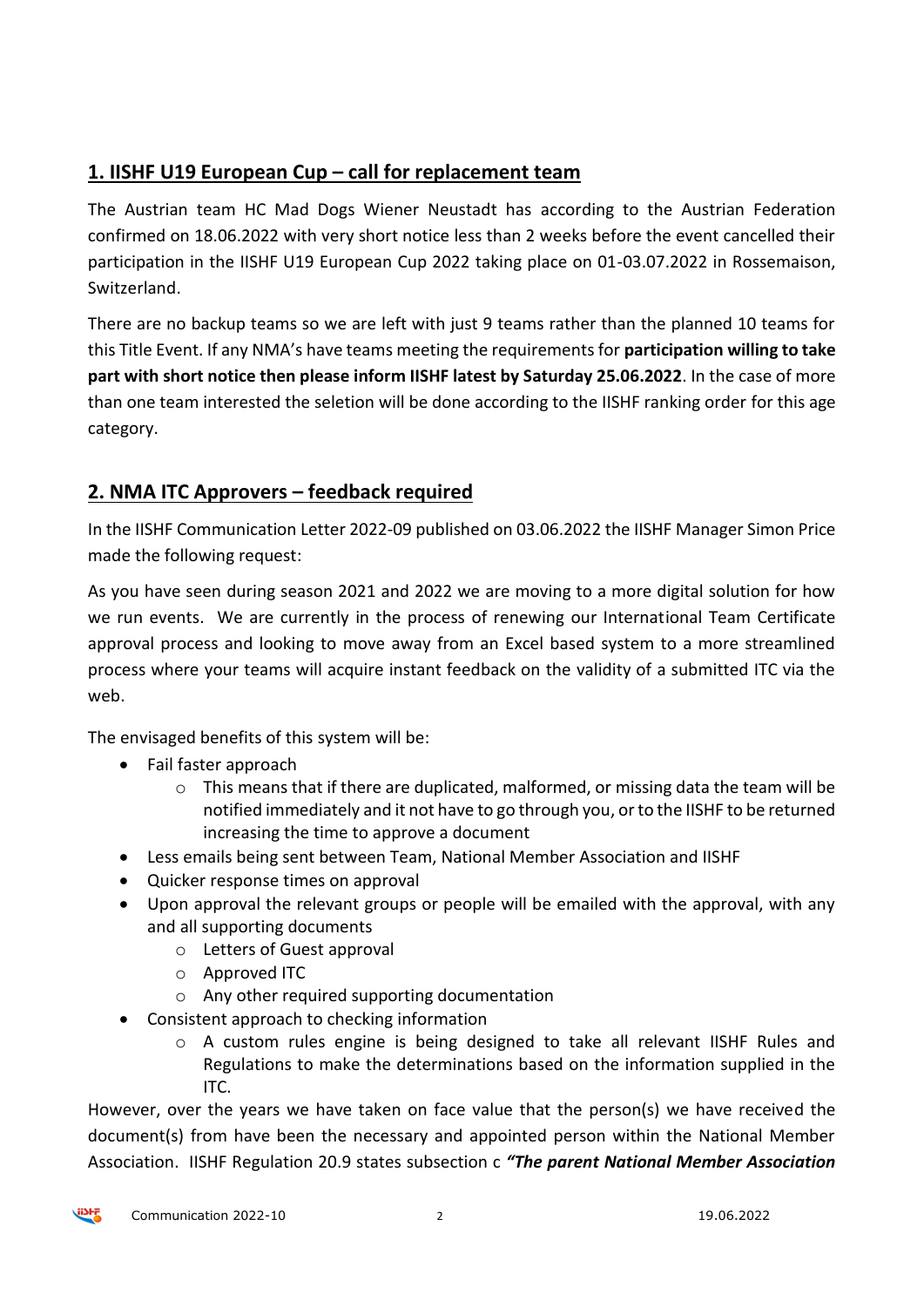## 1. IISHF U19 European Cup – call for replacement team

The Austrian team HC Mad Dogs Wiener Neustadt has according to the Austrian Federation confirmed on 18.06.2022 with very short notice less than 2 weeks before the event cancelled their participation in the IISHF U19 European Cup 2022 taking place on 01-03.07.2022 in Rossemaison, Switzerland.

There are no backup teams so we are left with just 9 teams rather than the planned 10 teams for this Title Event. If any NMA's have teams meeting the requirements for **participation willing to take part with short notice then please inform IISHF latest by Saturday 25.06.2022**. In the case of more than one team interested the seletion will be done according to the IISHF ranking order for this age category.

## 2. NMA ITC Approvers – feedback required

In the IISHF Communication Letter 2022-09 published on 03.06.2022 the IISHF Manager Simon Price made the following request:

As you have seen during season 2021 and 2022 we are moving to a more digital solution for how we run events. We are currently in the process of renewing our International Team Certificate approval process and looking to move away from an Excel based system to a more streamlined process where your teams will acquire instant feedback on the validity of a submitted ITC via the web.

The envisaged benefits of this system will be:

- Fail faster approach
  - This means that if there are duplicated, malformed, or missing data the team will be notified immediately and it not have to go through you, or to the IISHF to be returned increasing the time to approve a document
- Less emails being sent between Team, National Member Association and IISHF
- Quicker response times on approval
- Upon approval the relevant groups or people will be emailed with the approval, with any and all supporting documents
  - Letters of Guest approval
  - Approved ITC
  - Any other required supporting documentation
- Consistent approach to checking information
  - A custom rules engine is being designed to take all relevant IISHF Rules and Regulations to make the determinations based on the information supplied in the ITC.

However, over the years we have taken on face value that the person(s) we have received the document(s) from have been the necessary and appointed person within the National Member Association. IISHF Regulation 20.9 states subsection c ***"The parent National Member Association***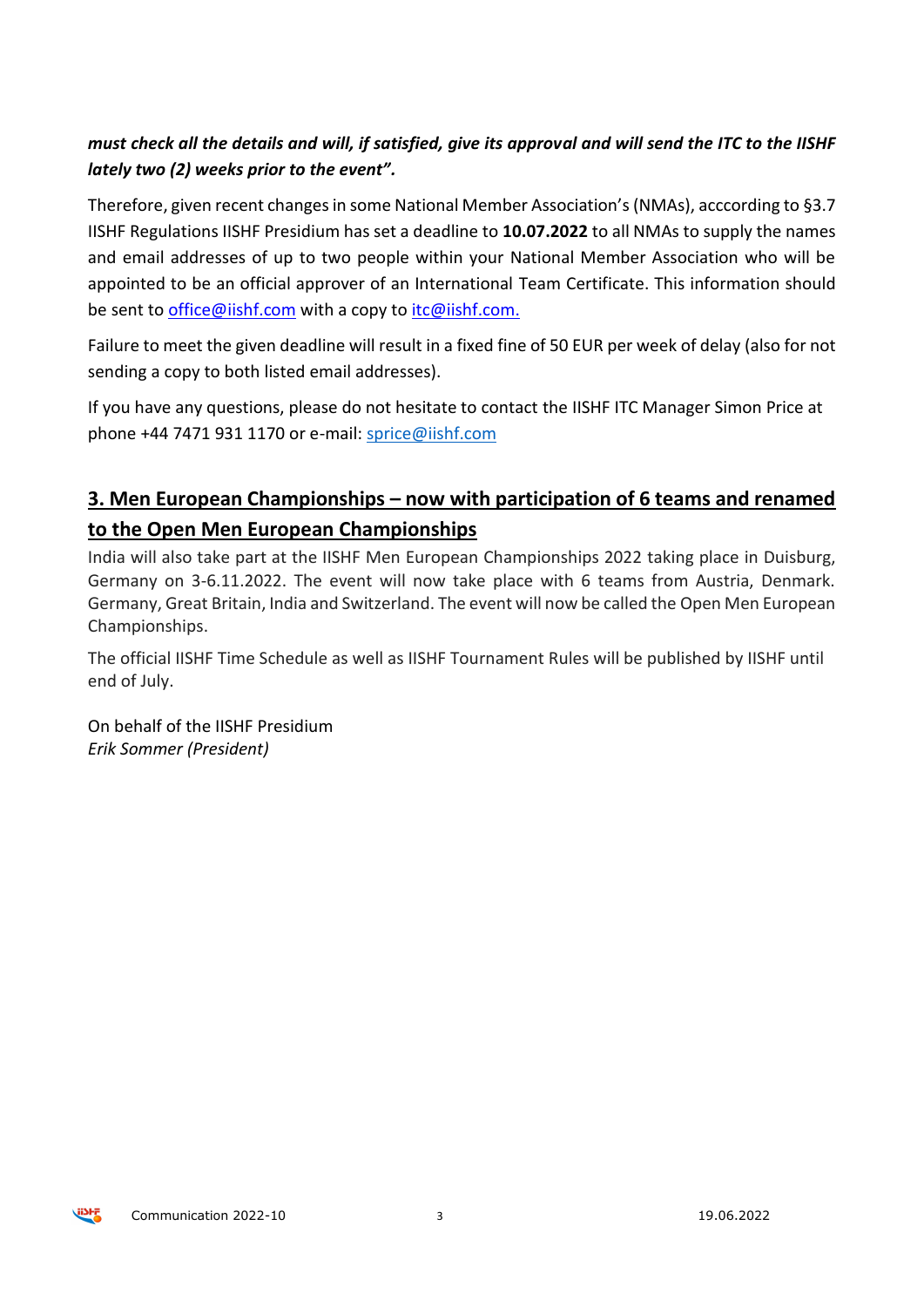***must check all the details and will, if satisfied, give its approval and will send the ITC to the IISHF lately two (2) weeks prior to the event".***

Therefore, given recent changes in some National Member Association's (NMAs), acccording to §3.7 IISHF Regulations IISHF Presidium has set a deadline to **10.07.2022** to all NMAs to supply the names and email addresses of up to two people within your National Member Association who will be appointed to be an official approver of an International Team Certificate. This information should be sent to office@iishf.com with a copy to itc@iishf.com.

Failure to meet the given deadline will result in a fixed fine of 50 EUR per week of delay (also for not sending a copy to both listed email addresses).

If you have any questions, please do not hesitate to contact the IISHF ITC Manager Simon Price at phone +44 7471 931 1170 or e-mail: sprice@iishf.com

## 3. Men European Championships – now with participation of 6 teams and renamed to the Open Men European Championships

India will also take part at the IISHF Men European Championships 2022 taking place in Duisburg, Germany on 3-6.11.2022. The event will now take place with 6 teams from Austria, Denmark. Germany, Great Britain, India and Switzerland. The event will now be called the Open Men European Championships.

The official IISHF Time Schedule as well as IISHF Tournament Rules will be published by IISHF until end of July.

On behalf of the IISHF Presidium
*Erik Sommer (President)*